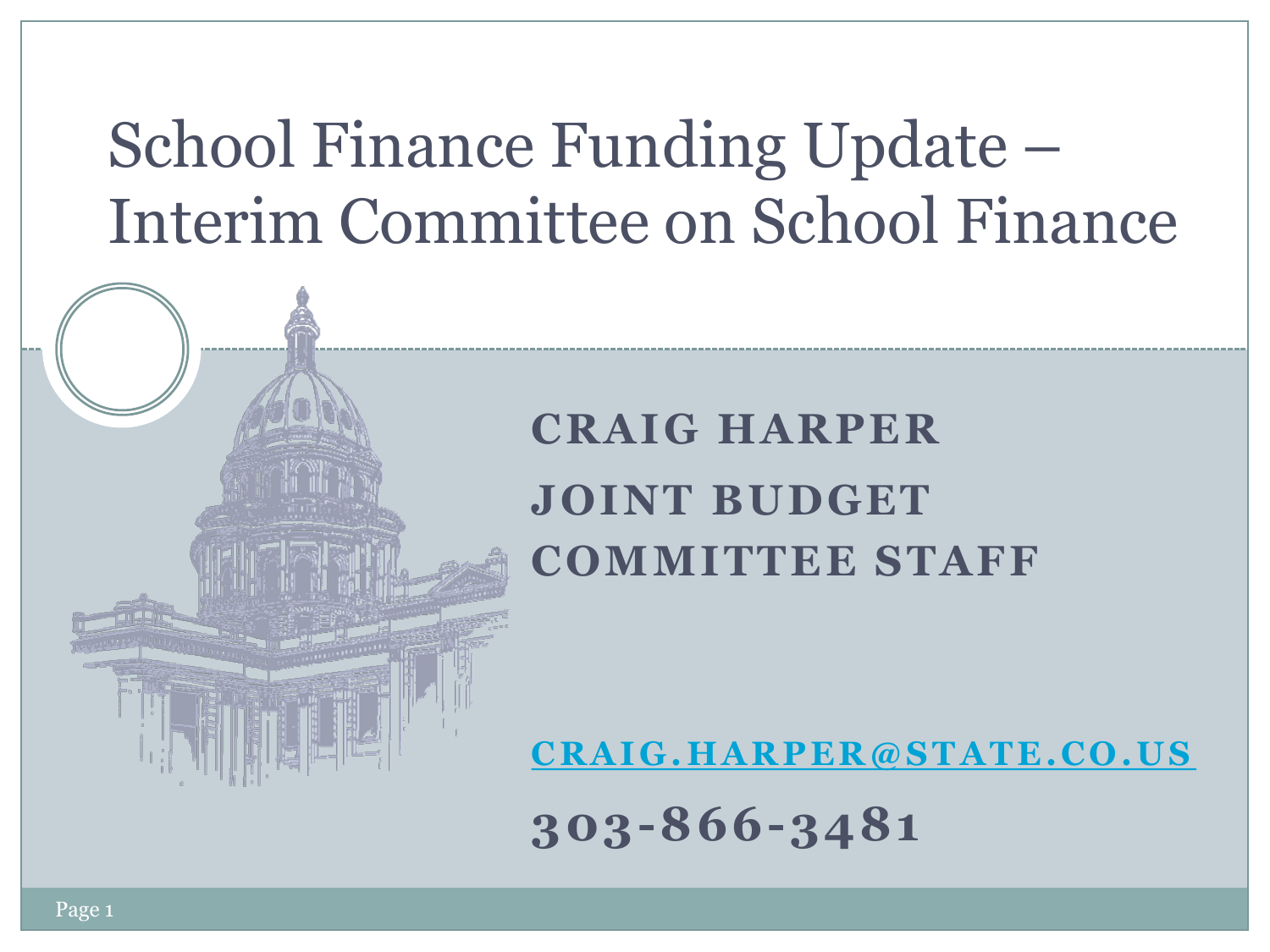# School Finance Funding Update – Interim Committee on School Finance

**CRAIG HARPER**

**JOINT BUDGET COMMITTEE STAFF**

**CRAIG.HARPER@STATE.CO.US**

**303-866-3481**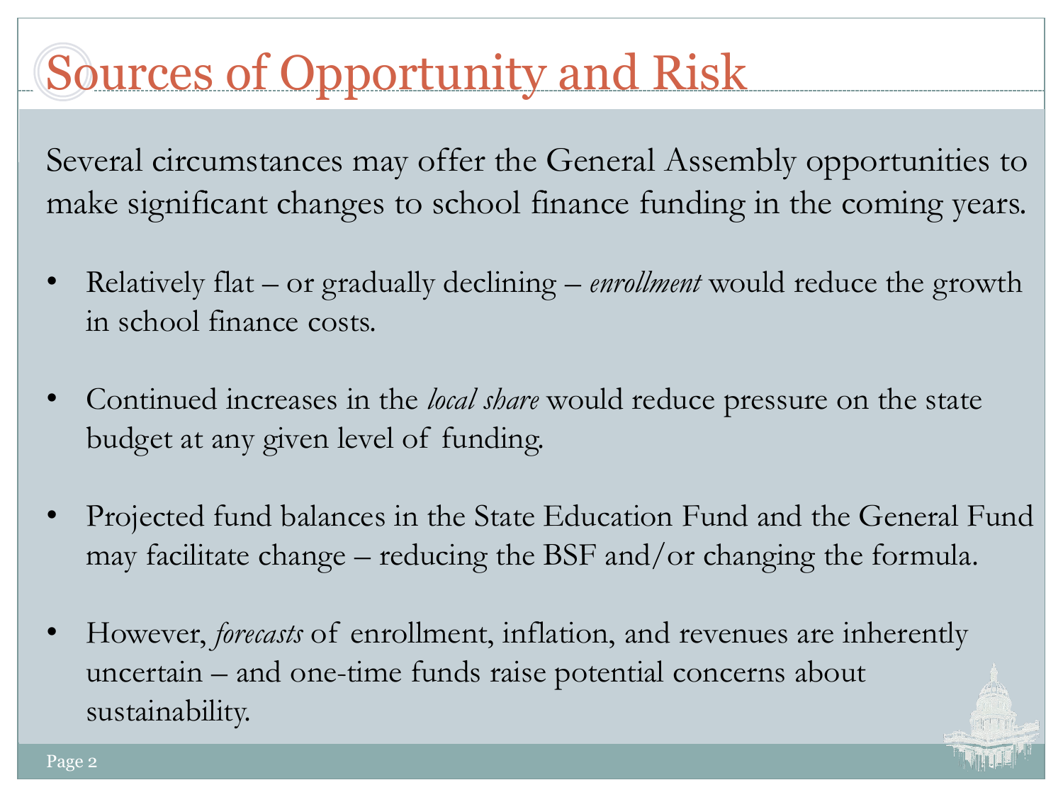# Sources of Opportunity and Risk

Several circumstances may offer the General Assembly opportunities to make significant changes to school finance funding in the coming years.

- Relatively flat – or gradually declining – *enrollment* would reduce the growth in school finance costs.
- Continued increases in the *local share* would reduce pressure on the state budget at any given level of funding.
- Projected fund balances in the State Education Fund and the General Fund may facilitate change – reducing the BSF and/or changing the formula.
- However, *forecasts* of enrollment, inflation, and revenues are inherently uncertain – and one-time funds raise potential concerns about sustainability.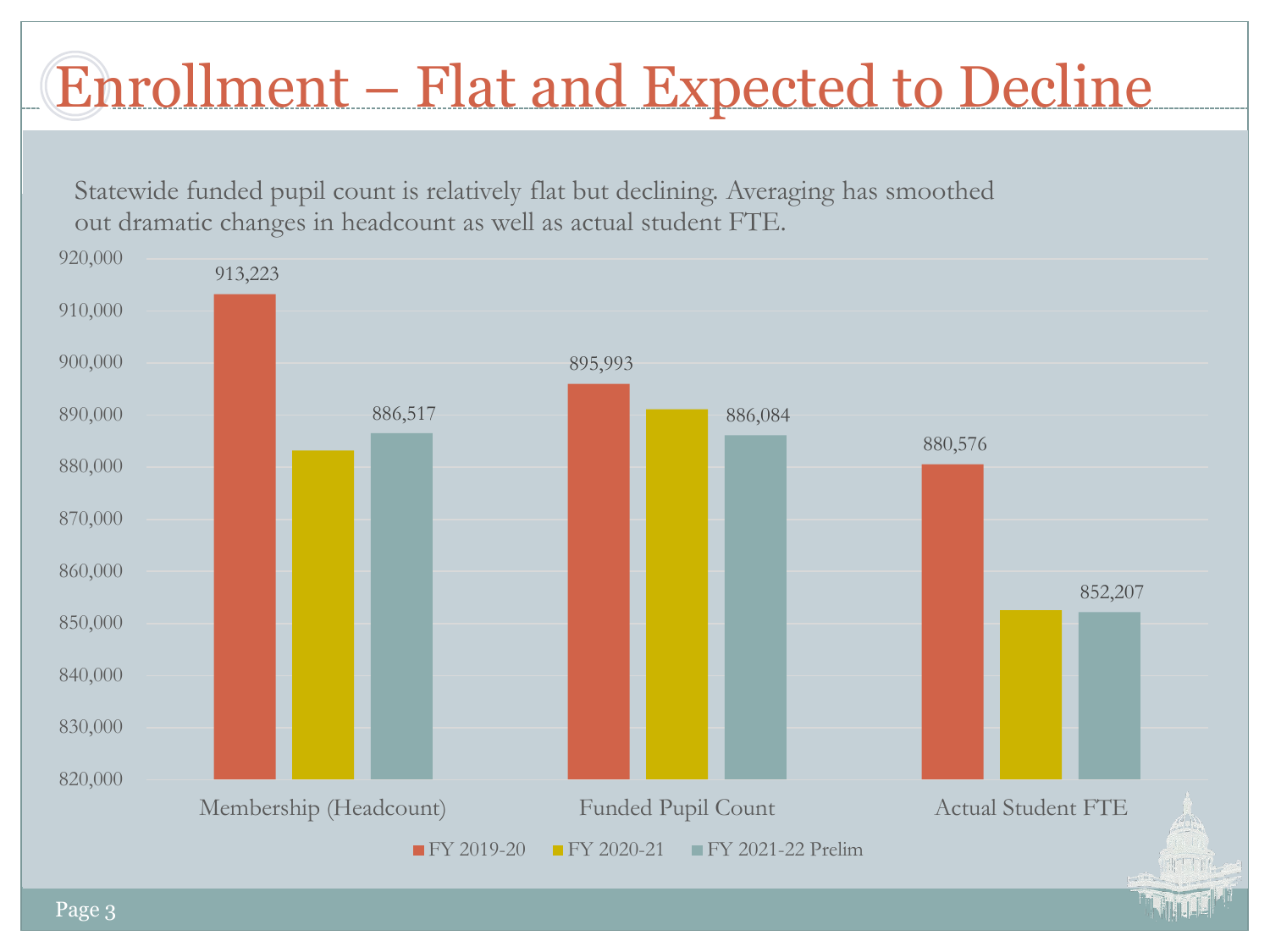# Enrollment – Flat and Expected to Decline

Statewide funded pupil count is relatively flat but declining. Averaging has smoothed out dramatic changes in headcount as well as actual student FTE.

| | FY 2019-20 | FY 2020-21 | FY 2021-22 Prelim |
|---|---|---|---|
| Membership (Headcount) | 913,223 | | 886,517 |
| Funded Pupil Count | 895,993 | | 886,084 |
| Actual Student FTE | 880,576 | | 852,207 |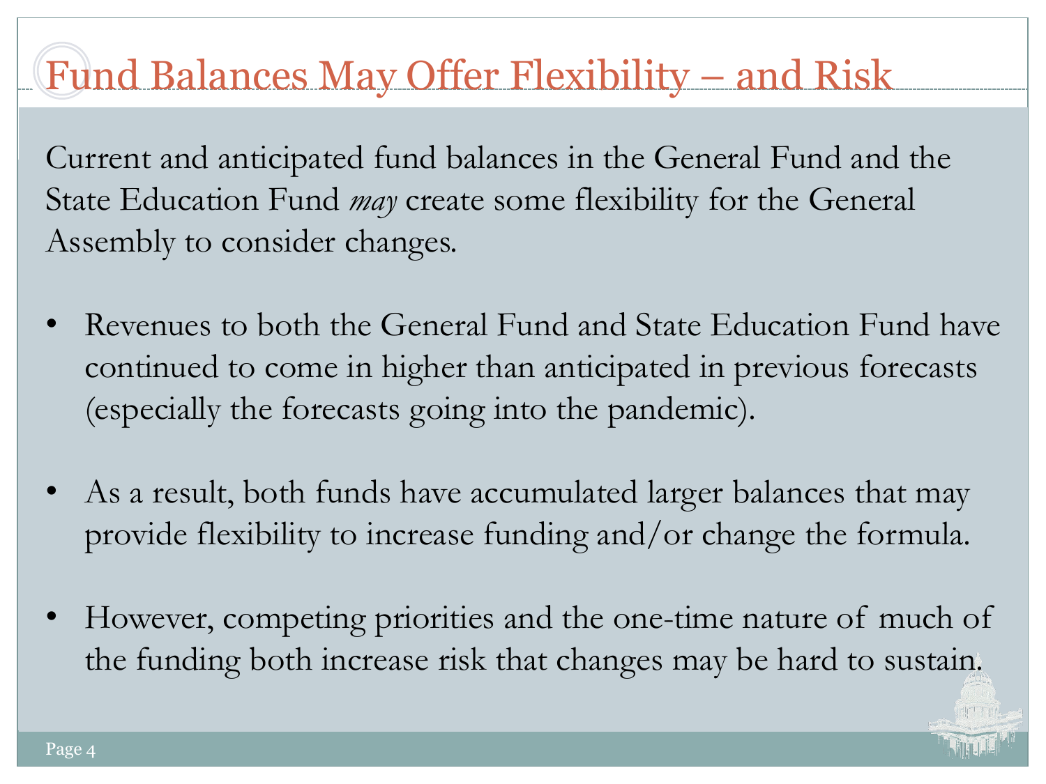# Fund Balances May Offer Flexibility – and Risk

Current and anticipated fund balances in the General Fund and the State Education Fund *may* create some flexibility for the General Assembly to consider changes.

- Revenues to both the General Fund and State Education Fund have continued to come in higher than anticipated in previous forecasts (especially the forecasts going into the pandemic).

- As a result, both funds have accumulated larger balances that may provide flexibility to increase funding and/or change the formula.

- However, competing priorities and the one-time nature of much of the funding both increase risk that changes may be hard to sustain.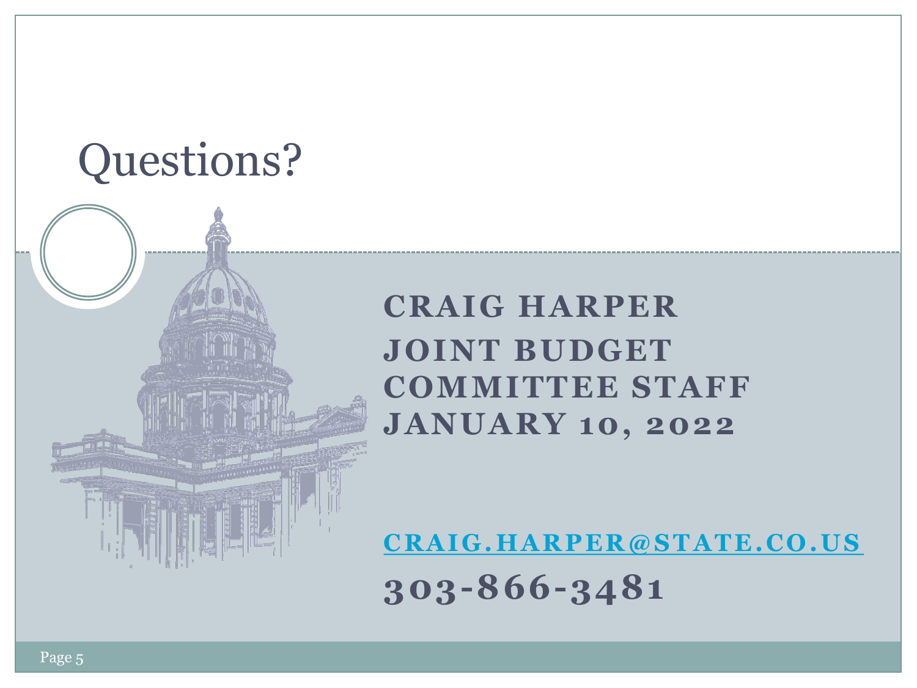# Questions?

**CRAIG HARPER**
**JOINT BUDGET COMMITTEE STAFF**
**JANUARY 10, 2022**

**CRAIG.HARPER@STATE.CO.US**

**303-866-3481**